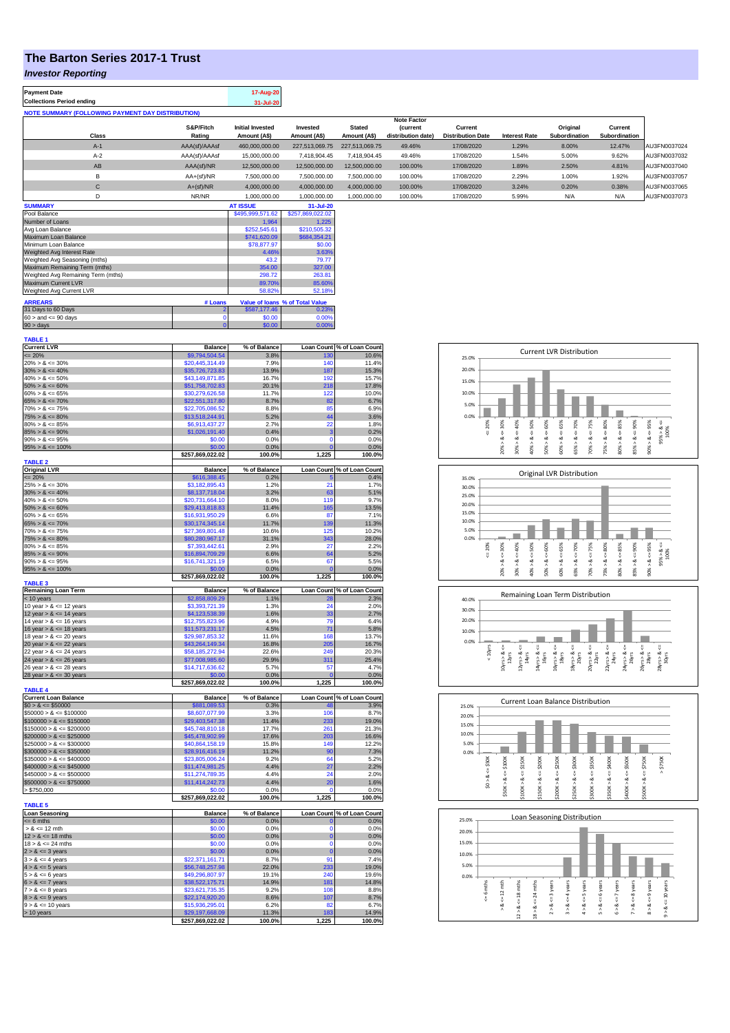# The Barton Series 2017-1 Trust

## *Investor Reporting*

| Payment Date | 17-Aug-20 |
|---|---|
| Collections Period ending | 31-Jul-20 |

**NOTE SUMMARY (FOLLOWING PAYMENT DAY DISTRIBUTION)**

| Class | S&P/Fitch Rating | Initial Invested Amount (A$) | Invested Amount (A$) | Stated Amount (A$) | Note Factor (current distribution date) | Current Distribution Date | Interest Rate | Original Subordination | Current Subordination | |
|---|---|---|---|---|---|---|---|---|---|---|
| A-1 | AAA(sf)/AAAsf | 460,000,000.00 | 227,513,069.75 | 227,513,069.75 | 49.46% | 17/08/2020 | 1.29% | 8.00% | 12.47% | AU3FN0037024 |
| A-2 | AAA(sf)/AAAsf | 15,000,000.00 | 7,418,904.45 | 7,418,904.45 | 49.46% | 17/08/2020 | 1.54% | 5.00% | 9.62% | AU3FN0037032 |
| AB | AAA(sf)/NR | 12,500,000.00 | 12,500,000.00 | 12,500,000.00 | 100.00% | 17/08/2020 | 1.89% | 2.50% | 4.81% | AU3FN0037040 |
| B | AA+(sf)/NR | 7,500,000.00 | 7,500,000.00 | 7,500,000.00 | 100.00% | 17/08/2020 | 2.29% | 1.00% | 1.92% | AU3FN0037057 |
| C | A+(sf)/NR | 4,000,000.00 | 4,000,000.00 | 4,000,000.00 | 100.00% | 17/08/2020 | 3.24% | 0.20% | 0.38% | AU3FN0037065 |
| D | NR/NR | 1,000,000.00 | 1,000,000.00 | 1,000,000.00 | 100.00% | 17/08/2020 | 5.99% | N/A | N/A | AU3FN0037073 |

| SUMMARY | AT ISSUE | 31-Jul-20 |
|---|---|---|
| Pool Balance | $495,999,571.62 | $257,869,022.02 |
| Number of Loans | 1,964 | 1,225 |
| Avg Loan Balance | $252,545.61 | $210,505.32 |
| Maximum Loan Balance | $741,620.09 | $684,354.21 |
| Minimum Loan Balance | $78,877.97 | $0.00 |
| Weighted Avg Interest Rate | 4.46% | 3.63% |
| Weighted Avg Seasoning (mths) | 43.2 | 79.77 |
| Maximum Remaining Term (mths) | 354.00 | 327.00 |
| Weighted Avg Remaining Term (mths) | 298.72 | 263.81 |
| Maximum Current LVR | 89.70% | 85.60% |
| Weighted Avg Current LVR | 58.82% | 52.18% |

| ARREARS | # Loans | Value of loans | % of Total Value |
|---|---|---|---|
| 31 Days to 60 Days | 2 | $587,177.46 | 0.23% |
| 60 > and <= 90 days | 0 | $0.00 | 0.00% |
| 90 > days | 0 | $0.00 | 0.00% |

**TABLE 1**

| Current LVR | Balance | % of Balance | Loan Count | % of Loan Count |
|---|---|---|---|---|
| <= 20% | $9,794,504.54 | 3.8% | 130 | 10.6% |
| 20% > & <= 30% | $20,445,314.49 | 7.9% | 140 | 11.4% |
| 30% > & <= 40% | $35,726,723.83 | 13.9% | 187 | 15.3% |
| 40% > & <= 50% | $43,149,871.85 | 16.7% | 192 | 15.7% |
| 50% > & <= 60% | $51,758,702.83 | 20.1% | 218 | 17.8% |
| 60% > & <= 65% | $30,279,626.58 | 11.7% | 122 | 10.0% |
| 65% > & <= 70% | $22,551,317.80 | 8.7% | 82 | 6.7% |
| 70% > & <= 75% | $22,705,086.52 | 8.8% | 85 | 6.9% |
| 75% > & <= 80% | $13,518,244.91 | 5.2% | 44 | 3.6% |
| 80% > & <= 85% | $6,913,437.27 | 2.7% | 22 | 1.8% |
| 85% > & <= 90% | $1,026,191.40 | 0.4% | 3 | 0.2% |
| 90% > & <= 95% | $0.00 | 0.0% | 0 | 0.0% |
| 95% > & <= 100% | $0.00 | 0.0% | 0 | 0.0% |
| | $257,869,022.02 | 100.0% | 1,225 | 100.0% |

**TABLE 2**

| Original LVR | Balance | % of Balance | Loan Count | % of Loan Count |
|---|---|---|---|---|
| <= 20% | $616,388.45 | 0.2% | 5 | 0.4% |
| 25% > & <= 30% | $3,182,895.43 | 1.2% | 21 | 1.7% |
| 30% > & <= 40% | $8,137,718.04 | 3.2% | 63 | 5.1% |
| 40% > & <= 50% | $20,731,664.10 | 8.0% | 119 | 9.7% |
| 50% > & <= 60% | $29,413,818.83 | 11.4% | 165 | 13.5% |
| 60% > & <= 65% | $16,931,950.29 | 6.6% | 87 | 7.1% |
| 65% > & <= 70% | $30,174,345.14 | 11.7% | 139 | 11.3% |
| 70% > & <= 75% | $27,369,801.48 | 10.6% | 125 | 10.2% |
| 75% > & <= 80% | $80,280,967.17 | 31.1% | 343 | 28.0% |
| 80% > & <= 85% | $7,393,442.61 | 2.9% | 27 | 2.2% |
| 85% > & <= 90% | $16,894,709.29 | 6.6% | 64 | 5.2% |
| 90% > & <= 95% | $16,741,321.19 | 6.5% | 67 | 5.5% |
| 95% > & <= 100% | $0.00 | 0.0% | 0 | 0.0% |
| | $257,869,022.02 | 100.0% | 1,225 | 100.0% |

**TABLE 3**

| Remaining Loan Term | Balance | % of Balance | Loan Count | % of Loan Count |
|---|---|---|---|---|
| < 10 years | $2,858,809.29 | 1.1% | 28 | 2.3% |
| 10 year > & <= 12 years | $3,393,721.39 | 1.3% | 24 | 2.0% |
| 12 year > & <= 14 years | $4,123,538.39 | 1.6% | 33 | 2.7% |
| 14 year > & <= 16 years | $12,755,823.96 | 4.9% | 79 | 6.4% |
| 16 year > & <= 18 years | $11,573,231.17 | 4.5% | 71 | 5.8% |
| 18 year > & <= 20 years | $29,987,853.32 | 11.6% | 168 | 13.7% |
| 20 year > & <= 22 years | $43,264,149.34 | 16.8% | 205 | 16.7% |
| 22 year > & <= 24 years | $58,185,272.94 | 22.6% | 249 | 20.3% |
| 24 year > & <= 26 years | $77,008,985.60 | 29.9% | 311 | 25.4% |
| 26 year > & <= 28 years | $14,717,636.62 | 5.7% | 57 | 4.7% |
| 28 year > & <= 30 years | $0.00 | 0.0% | 0 | 0.0% |
| | $257,869,022.02 | 100.0% | 1,225 | 100.0% |

**TABLE 4**

| Current Loan Balance | Balance | % of Balance | Loan Count | % of Loan Count |
|---|---|---|---|---|
| $0 > & <= $50000 | $881,089.53 | 0.3% | 48 | 3.9% |
| $50000 > & <= $100000 | $8,607,077.99 | 3.3% | 106 | 8.7% |
| $100000 > & <= $150000 | $29,403,547.38 | 11.4% | 233 | 19.0% |
| $150000 > & <= $200000 | $45,748,810.18 | 17.7% | 261 | 21.3% |
| $200000 > & <= $250000 | $45,478,902.99 | 17.6% | 203 | 16.6% |
| $250000 > & <= $300000 | $40,864,158.19 | 15.8% | 149 | 12.2% |
| $300000 > & <= $350000 | $28,916,416.19 | 11.2% | 90 | 7.3% |
| $350000 > & <= $400000 | $23,805,006.24 | 9.2% | 64 | 5.2% |
| $400000 > & <= $450000 | $11,474,981.25 | 4.4% | 27 | 2.2% |
| $450000 > & <= $500000 | $11,274,789.35 | 4.4% | 24 | 2.0% |
| $500000 > & <= $750000 | $11,414,242.73 | 4.4% | 20 | 1.6% |
| > $750,000 | $0.00 | 0.0% | 0 | 0.0% |
| | $257,869,022.02 | 100.0% | 1,225 | 100.0% |

**TABLE 5**

| Loan Seasoning | Balance | % of Balance | Loan Count | % of Loan Count |
|---|---|---|---|---|
| <= 6 mths | $0.00 | 0.0% | 0 | 0.0% |
| > & <= 12 mth | $0.00 | 0.0% | 0 | 0.0% |
| 12 > & <= 18 mths | $0.00 | 0.0% | 0 | 0.0% |
| 18 > & <= 24 mths | $0.00 | 0.0% | 0 | 0.0% |
| 2 > & <= 3 years | $0.00 | 0.0% | 0 | 0.0% |
| 3 > & <= 4 years | $22,371,161.71 | 8.7% | 91 | 7.4% |
| 4 > & <= 5 years | $56,748,257.98 | 22.0% | 233 | 19.0% |
| 5 > & <= 6 years | $49,296,807.97 | 19.1% | 240 | 19.6% |
| 6 > & <= 7 years | $38,522,175.71 | 14.9% | 181 | 14.8% |
| 7 > & <= 8 years | $23,621,735.35 | 9.2% | 108 | 8.8% |
| 8 > & <= 9 years | $22,174,920.20 | 8.6% | 107 | 8.7% |
| 9 > & <= 10 years | $15,936,295.01 | 6.2% | 82 | 6.7% |
| > 10 years | $29,197,668.09 | 11.3% | 183 | 14.9% |
| | $257,869,022.02 | 100.0% | 1,225 | 100.0% |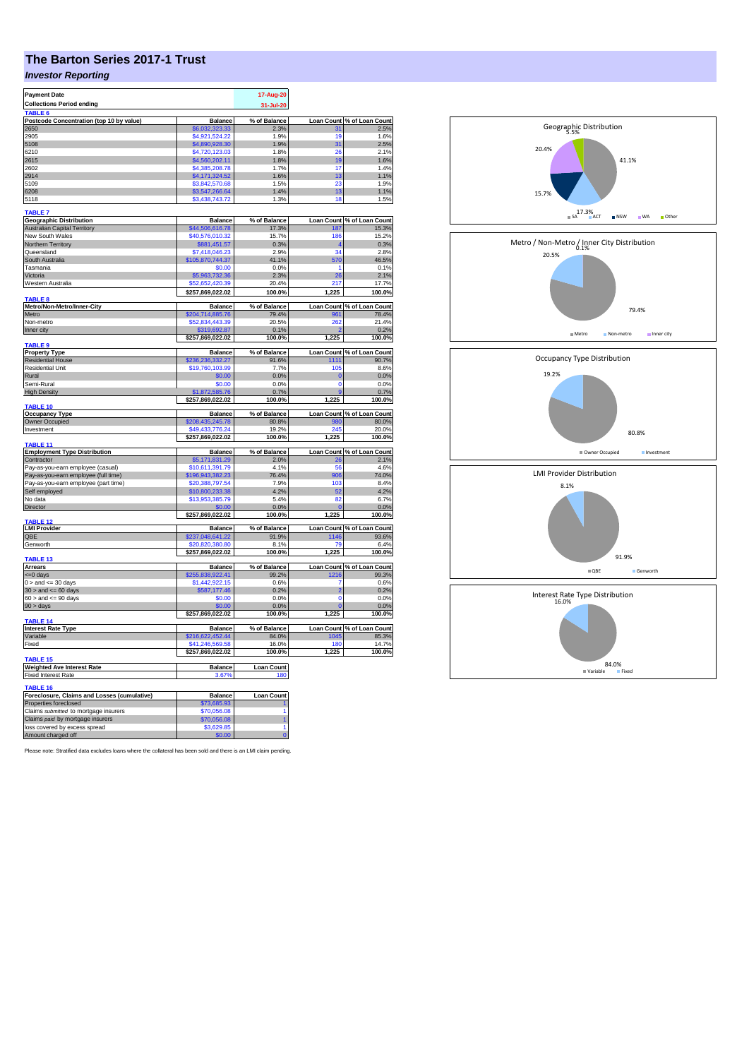# The Barton Series 2017-1 Trust

## *Investor Reporting*

| Payment Date | 17-Aug-20 |
|---|---|
| Collections Period ending | 31-Jul-20 |

**TABLE 6**

| Postcode Concentration (top 10 by value) | Balance | % of Balance | Loan Count | % of Loan Count |
|---|---|---|---|---|
| 2650 | $6,032,323.33 | 2.3% | 31 | 2.5% |
| 2905 | $4,921,524.22 | 1.9% | 19 | 1.6% |
| 5108 | $4,890,928.30 | 1.9% | 31 | 2.5% |
| 6210 | $4,720,123.03 | 1.8% | 26 | 2.1% |
| 2615 | $4,560,202.11 | 1.8% | 19 | 1.6% |
| 2602 | $4,385,208.78 | 1.7% | 17 | 1.4% |
| 2914 | $4,171,324.52 | 1.6% | 13 | 1.1% |
| 5109 | $3,842,570.68 | 1.5% | 23 | 1.9% |
| 6208 | $3,547,266.64 | 1.4% | 13 | 1.1% |
| 5118 | $3,438,743.72 | 1.3% | 18 | 1.5% |

**TABLE 7**

| Geographic Distribution | Balance | % of Balance | Loan Count | % of Loan Count |
|---|---|---|---|---|
| Australian Capital Territory | $44,506,616.78 | 17.3% | 187 | 15.3% |
| New South Wales | $40,576,010.32 | 15.7% | 186 | 15.2% |
| Northern Territory | $881,451.57 | 0.3% | 4 | 0.3% |
| Queensland | $7,418,046.23 | 2.9% | 34 | 2.8% |
| South Australia | $105,870,744.37 | 41.1% | 570 | 46.5% |
| Tasmania | $0.00 | 0.0% | 1 | 0.1% |
| Victoria | $5,963,732.36 | 2.3% | 26 | 2.1% |
| Western Australia | $52,652,420.39 | 20.4% | 217 | 17.7% |
| | $257,869,022.02 | 100.0% | 1,225 | 100.0% |

**TABLE 8**

| Metro/Non-Metro/Inner-City | Balance | % of Balance | Loan Count | % of Loan Count |
|---|---|---|---|---|
| Metro | $204,714,885.76 | 79.4% | 961 | 78.4% |
| Non-metro | $52,834,443.39 | 20.5% | 262 | 21.4% |
| Inner city | $319,692.87 | 0.1% | 2 | 0.2% |
| | $257,869,022.02 | 100.0% | 1,225 | 100.0% |

**TABLE 9**

| Property Type | Balance | % of Balance | Loan Count | % of Loan Count |
|---|---|---|---|---|
| Residential House | $236,236,332.27 | 91.6% | 1111 | 90.7% |
| Residential Unit | $19,760,103.99 | 7.7% | 105 | 8.6% |
| Rural | $0.00 | 0.0% | 0 | 0.0% |
| Semi-Rural | $0.00 | 0.0% | 0 | 0.0% |
| High Density | $1,872,585.76 | 0.7% | 9 | 0.7% |
| | $257,869,022.02 | 100.0% | 1,225 | 100.0% |

**TABLE 10**

| Occupancy Type | Balance | % of Balance | Loan Count | % of Loan Count |
|---|---|---|---|---|
| Owner Occupied | $208,435,245.78 | 80.8% | 980 | 80.0% |
| Investment | $49,433,776.24 | 19.2% | 245 | 20.0% |
| | $257,869,022.02 | 100.0% | 1,225 | 100.0% |

**TABLE 11**

| Employment Type Distribution | Balance | % of Balance | Loan Count | % of Loan Count |
|---|---|---|---|---|
| Contractor | $5,171,831.29 | 2.0% | 26 | 2.1% |
| Pay-as-you-earn employee (casual) | $10,611,391.79 | 4.1% | 56 | 4.6% |
| Pay-as-you-earn employee (full time) | $196,943,382.23 | 76.4% | 906 | 74.0% |
| Pay-as-you-earn employee (part time) | $20,388,797.54 | 7.9% | 103 | 8.4% |
| Self employed | $10,800,233.38 | 4.2% | 52 | 4.2% |
| No data | $13,953,385.79 | 5.4% | 82 | 6.7% |
| Director | $0.00 | 0.0% | 0 | 0.0% |
| | $257,869,022.02 | 100.0% | 1,225 | 100.0% |

**TABLE 12**

| LMI Provider | Balance | % of Balance | Loan Count | % of Loan Count |
|---|---|---|---|---|
| QBE | $237,048,641.22 | 91.9% | 1146 | 93.6% |
| Genworth | $20,820,380.80 | 8.1% | 79 | 6.4% |
| | $257,869,022.02 | 100.0% | 1,225 | 100.0% |

**TABLE 13**

| Arrears | Balance | % of Balance | Loan Count | % of Loan Count |
|---|---|---|---|---|
| <=0 days | $255,838,922.41 | 99.2% | 1216 | 99.3% |
| 0 > and <= 30 days | $1,442,922.15 | 0.6% | 7 | 0.6% |
| 30 > and <= 60 days | $587,177.46 | 0.2% | 2 | 0.2% |
| 60 > and <= 90 days | $0.00 | 0.0% | 0 | 0.0% |
| 90 > days | $0.00 | 0.0% | 0 | 0.0% |
| | $257,869,022.02 | 100.0% | 1,225 | 100.0% |

**TABLE 14**

| Interest Rate Type | Balance | % of Balance | Loan Count | % of Loan Count |
|---|---|---|---|---|
| Variable | $216,622,452.44 | 84.0% | 1045 | 85.3% |
| Fixed | $41,246,569.58 | 16.0% | 180 | 14.7% |
| | $257,869,022.02 | 100.0% | 1,225 | 100.0% |

**TABLE 15**

| Weighted Ave Interest Rate | Balance | Loan Count |
|---|---|---|
| Fixed Interest Rate | 3.67% | 180 |

**TABLE 16**

| Foreclosure, Claims and Losses (cumulative) | Balance | Loan Count |
|---|---|---|
| Properties foreclosed | $73,685.93 | 1 |
| Claims *submitted* to mortgage insurers | $70,056.08 | 1 |
| Claims *paid* by mortgage insurers | $70,056.08 | 1 |
| loss covered by excess spread | $3,629.85 | 1 |
| Amount charged off | $0.00 | 0 |

Please note: Stratified data excludes loans where the collateral has been sold and there is an LMI claim pending.

Geographic Distribution: SA 41.1%, ACT 17.3%, NSW 15.7%, WA 20.4%, Other 5.5%

Metro / Non-Metro / Inner City Distribution: Metro 79.4%, Non-metro 20.5%, Inner city 0.1%

Occupancy Type Distribution: Owner Occupied 80.8%, Investment 19.2%

LMI Provider Distribution: QBE 91.9%, Genworth 8.1%

Interest Rate Type Distribution: Variable 84.0%, Fixed 16.0%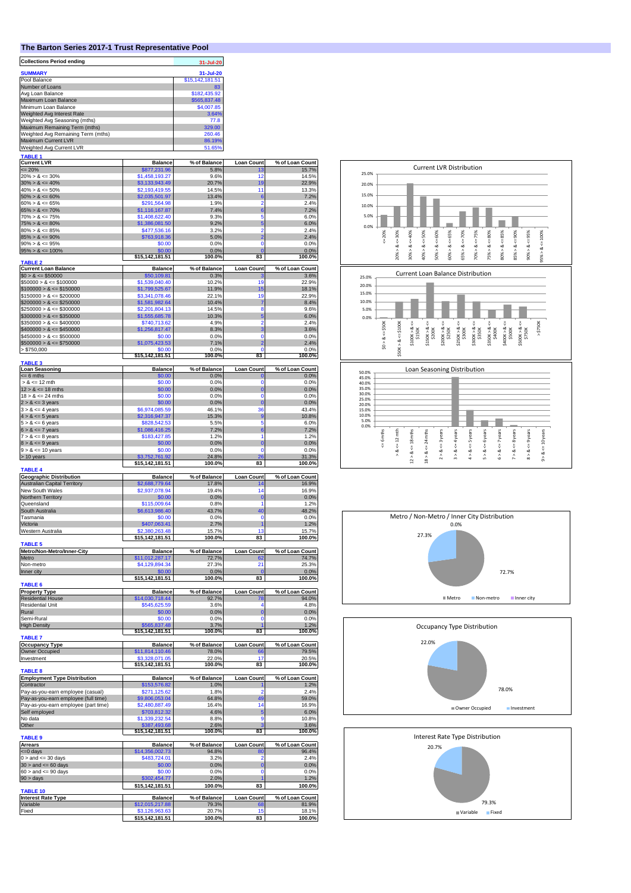# The Barton Series 2017-1 Trust Representative Pool

| Collections Period ending | 31-Jul-20 |
|---|---|

| SUMMARY | 31-Jul-20 |
|---|---|
| Pool Balance | $15,142,181.51 |
| Number of Loans | 83 |
| Avg Loan Balance | $182,435.92 |
| Maximum Loan Balance | $565,837.48 |
| Minimum Loan Balance | $4,007.85 |
| Weighted Avg Interest Rate | 3.64% |
| Weighted Avg Seasoning (mths) | 77.8 |
| Maximum Remaining Term (mths) | 329.00 |
| Weighted Avg Remaining Term (mths) | 260.46 |
| Maximum Current LVR | 86.19% |
| Weighted Avg Current LVR | 51.65% |

**TABLE 1**

| Current LVR | Balance | % of Balance | Loan Count | % of Loan Count |
|---|---|---|---|---|
| <= 20% | $877,231.96 | 5.8% | 13 | 15.7% |
| 20% > & <= 30% | $1,458,193.27 | 9.6% | 12 | 14.5% |
| 30% > & <= 40% | $3,133,943.49 | 20.7% | 19 | 22.9% |
| 40% > & <= 50% | $2,193,419.55 | 14.5% | 11 | 13.3% |
| 50% > & <= 60% | $2,035,501.97 | 13.4% | 6 | 7.2% |
| 60% > & <= 65% | $291,564.98 | 1.9% | 2 | 2.4% |
| 65% > & <= 70% | $1,116,167.87 | 7.4% | 6 | 7.2% |
| 70% > & <= 75% | $1,408,622.40 | 9.3% | 5 | 6.0% |
| 75% > & <= 80% | $1,386,081.50 | 9.2% | 5 | 6.0% |
| 80% > & <= 85% | $477,536.16 | 3.2% | 2 | 2.4% |
| 85% > & <= 90% | $763,918.36 | 5.0% | 2 | 2.4% |
| 90% > & <= 95% | $0.00 | 0.0% | 0 | 0.0% |
| 95% > & <= 100% | $0.00 | 0.0% | 0 | 0.0% |
| | $15,142,181.51 | 100.0% | 83 | 100.0% |

**TABLE 2**

| Current Loan Balance | Balance | % of Balance | Loan Count | % of Loan Count |
|---|---|---|---|---|
| $0 > & <= $50000 | $50,109.81 | 0.3% | 3 | 3.6% |
| $50000 > & <= $100000 | $1,539,040.40 | 10.2% | 19 | 22.9% |
| $100000 > & <= $150000 | $1,799,525.67 | 11.9% | 15 | 18.1% |
| $150000 > & <= $200000 | $3,341,078.46 | 22.1% | 19 | 22.9% |
| $200000 > & <= $250000 | $1,581,982.64 | 10.4% | 7 | 8.4% |
| $250000 > & <= $300000 | $2,201,804.13 | 14.5% | 8 | 9.6% |
| $300000 > & <= $350000 | $1,555,685.78 | 10.3% | 5 | 6.0% |
| $350000 > & <= $400000 | $740,713.62 | 4.9% | 2 | 2.4% |
| $400000 > & <= $450000 | $1,256,817.47 | 8.3% | 3 | 3.6% |
| $450000 > & <= $500000 | $0.00 | 0.0% | 0 | 0.0% |
| $500000 > & <= $750000 | $1,075,423.53 | 7.1% | 2 | 2.4% |
| > $750,000 | $0.00 | 0.0% | 0 | 0.0% |
| | $15,142,181.51 | 100.0% | 83 | 100.0% |

**TABLE 3**

| Loan Seasoning | Balance | % of Balance | Loan Count | % of Loan Count |
|---|---|---|---|---|
| <= 6 mths | $0.00 | 0.0% | 0 | 0.0% |
| > & <= 12 mth | $0.00 | 0.0% | 0 | 0.0% |
| 12 > & <= 18 mths | $0.00 | 0.0% | 0 | 0.0% |
| 18 > & <= 24 mths | $0.00 | 0.0% | 0 | 0.0% |
| 2 > & <= 3 years | $0.00 | 0.0% | 0 | 0.0% |
| 3 > & <= 4 years | $6,974,085.59 | 46.1% | 36 | 43.4% |
| 4 > & <= 5 years | $2,316,947.37 | 15.3% | 9 | 10.8% |
| 5 > & <= 6 years | $828,542.53 | 5.5% | 5 | 6.0% |
| 6 > & <= 7 years | $1,086,416.25 | 7.2% | 6 | 7.2% |
| 7 > & <= 8 years | $183,427.85 | 1.2% | 1 | 1.2% |
| 8 > & <= 9 years | $0.00 | 0.0% | 0 | 0.0% |
| 9 > & <= 10 years | $0.00 | 0.0% | 0 | 0.0% |
| > 10 years | $3,752,761.92 | 24.8% | 26 | 31.3% |
| | $15,142,181.51 | 100.0% | 83 | 100.0% |

**TABLE 4**

| Geographic Distribution | Balance | % of Balance | Loan Count | % of Loan Count |
|---|---|---|---|---|
| Australian Capital Territory | $2,688,779.64 | 17.8% | 14 | 16.9% |
| New South Wales | $2,937,078.94 | 19.4% | 14 | 16.9% |
| Northern Territory | $0.00 | 0.0% | 0 | 0.0% |
| Queensland | $115,009.64 | 0.8% | 1 | 1.2% |
| South Australia | $6,613,986.40 | 43.7% | 40 | 48.2% |
| Tasmania | $0.00 | 0.0% | 0 | 0.0% |
| Victoria | $407,063.41 | 2.7% | 1 | 1.2% |
| Western Australia | $2,380,263.48 | 15.7% | 13 | 15.7% |
| | $15,142,181.51 | 100.0% | 83 | 100.0% |

**TABLE 5**

| Metro/Non-Metro/Inner-City | Balance | % of Balance | Loan Count | % of Loan Count |
|---|---|---|---|---|
| Metro | $11,012,287.17 | 72.7% | 62 | 74.7% |
| Non-metro | $4,129,894.34 | 27.3% | 21 | 25.3% |
| Inner city | $0.00 | 0.0% | 0 | 0.0% |
| | $15,142,181.51 | 100.0% | 83 | 100.0% |

**TABLE 6**

| Property Type | Balance | % of Balance | Loan Count | % of Loan Count |
|---|---|---|---|---|
| Residential House | $14,030,718.44 | 92.7% | 78 | 94.0% |
| Residential Unit | $545,625.59 | 3.6% | 4 | 4.8% |
| Rural | $0.00 | 0.0% | 0 | 0.0% |
| Semi-Rural | $0.00 | 0.0% | 0 | 0.0% |
| High Density | $565,837.48 | 3.7% | 1 | 1.2% |
| | $15,142,181.51 | 100.0% | 83 | 100.0% |

**TABLE 7**

| Occupancy Type | Balance | % of Balance | Loan Count | % of Loan Count |
|---|---|---|---|---|
| Owner Occupied | $11,814,110.46 | 78.0% | 66 | 79.5% |
| Investment | $3,328,071.05 | 22.0% | 17 | 20.5% |
| | $15,142,181.51 | 100.0% | 83 | 100.0% |

**TABLE 8**

| Employment Type Distribution | Balance | % of Balance | Loan Count | % of Loan Count |
|---|---|---|---|---|
| Contractor | $153,576.82 | 1.0% | 1 | 1.2% |
| Pay-as-you-earn employee (casual) | $271,125.62 | 1.8% | 2 | 2.4% |
| Pay-as-you-earn employee (full time) | $9,806,053.04 | 64.8% | 49 | 59.0% |
| Pay-as-you-earn employee (part time) | $2,480,887.49 | 16.4% | 14 | 16.9% |
| Self employed | $703,812.32 | 4.6% | 5 | 6.0% |
| No data | $1,339,232.54 | 8.8% | 9 | 10.8% |
| Other | $387,493.68 | 2.6% | 3 | 3.6% |
| | $15,142,181.51 | 100.0% | 83 | 100.0% |

**TABLE 9**

| Arrears | Balance | % of Balance | Loan Count | % of Loan Count |
|---|---|---|---|---|
| <=0 days | $14,356,002.73 | 94.8% | 80 | 96.4% |
| 0 > and <= 30 days | $483,724.01 | 3.2% | 2 | 2.4% |
| 30 > and <= 60 days | $0.00 | 0.0% | 0 | 0.0% |
| 60 > and <= 90 days | $0.00 | 0.0% | 0 | 0.0% |
| 90 > days | $302,454.77 | 2.0% | 1 | 1.2% |
| | $15,142,181.51 | 100.0% | 83 | 100.0% |

**TABLE 10**

| Interest Rate Type | Balance | % of Balance | Loan Count | % of Loan Count |
|---|---|---|---|---|
| Variable | $12,015,217.88 | 79.3% | 68 | 81.9% |
| Fixed | $3,126,963.63 | 20.7% | 15 | 18.1% |
| | $15,142,181.51 | 100.0% | 83 | 100.0% |

Current LVR Distribution

Current Loan Balance Distribution

Loan Seasoning Distribution

Metro / Non-Metro / Inner City Distribution
0.0%
27.3%
72.7%
Metro Non-metro Inner city

Occupancy Type Distribution
22.0%
78.0%
Owner Occupied Investment

Interest Rate Type Distribution
20.7%
79.3%
Variable Fixed